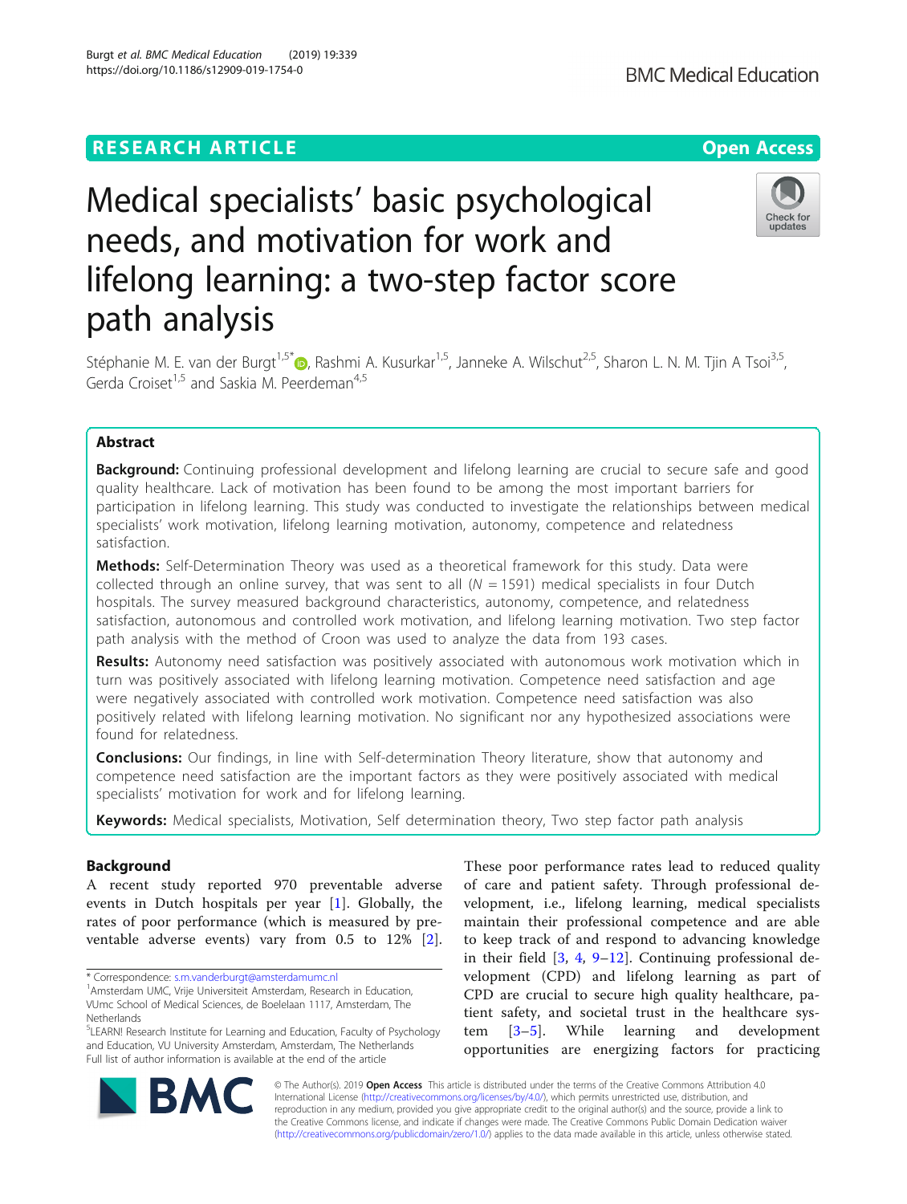RESEARCH ARTICLE

Open Access

# Medical specialists' basic psychological needs, and motivation for work and lifelong learning: a two-step factor score path analysis

Stéphanie M. E. van der Burgt[1,5*], Rashmi A. Kusurkar[1,5], Janneke A. Wilschut[2,5], Sharon L. N. M. Tjin A Tsoi[3,5], Gerda Croiset[1,5] and Saskia M. Peerdeman[4,5]

## Abstract

**Background:** Continuing professional development and lifelong learning are crucial to secure safe and good quality healthcare. Lack of motivation has been found to be among the most important barriers for participation in lifelong learning. This study was conducted to investigate the relationships between medical specialists' work motivation, lifelong learning motivation, autonomy, competence and relatedness satisfaction.

**Methods:** Self-Determination Theory was used as a theoretical framework for this study. Data were collected through an online survey, that was sent to all ($N = 1591$) medical specialists in four Dutch hospitals. The survey measured background characteristics, autonomy, competence, and relatedness satisfaction, autonomous and controlled work motivation, and lifelong learning motivation. Two step factor path analysis with the method of Croon was used to analyze the data from 193 cases.

**Results:** Autonomy need satisfaction was positively associated with autonomous work motivation which in turn was positively associated with lifelong learning motivation. Competence need satisfaction and age were negatively associated with controlled work motivation. Competence need satisfaction was also positively related with lifelong learning motivation. No significant nor any hypothesized associations were found for relatedness.

**Conclusions:** Our findings, in line with Self-determination Theory literature, show that autonomy and competence need satisfaction are the important factors as they were positively associated with medical specialists' motivation for work and for lifelong learning.

**Keywords:** Medical specialists, Motivation, Self determination theory, Two step factor path analysis

## Background

A recent study reported 970 preventable adverse events in Dutch hospitals per year [1]. Globally, the rates of poor performance (which is measured by preventable adverse events) vary from 0.5 to 12% [2]. These poor performance rates lead to reduced quality of care and patient safety. Through professional development, i.e., lifelong learning, medical specialists maintain their professional competence and are able to keep track of and respond to advancing knowledge in their field [3, 4, 9–12]. Continuing professional development (CPD) and lifelong learning as part of CPD are crucial to secure high quality healthcare, patient safety, and societal trust in the healthcare system [3–5]. While learning and development opportunities are energizing factors for practicing

* Correspondence: s.m.vanderburgt@amsterdamumc.nl
[1]Amsterdam UMC, Vrije Universiteit Amsterdam, Research in Education, VUmc School of Medical Sciences, de Boelelaan 1117, Amsterdam, The Netherlands
[5]LEARN! Research Institute for Learning and Education, Faculty of Psychology and Education, VU University Amsterdam, Amsterdam, The Netherlands
Full list of author information is available at the end of the article

© The Author(s). 2019 **Open Access** This article is distributed under the terms of the Creative Commons Attribution 4.0 International License (http://creativecommons.org/licenses/by/4.0/), which permits unrestricted use, distribution, and reproduction in any medium, provided you give appropriate credit to the original author(s) and the source, provide a link to the Creative Commons license, and indicate if changes were made. The Creative Commons Public Domain Dedication waiver (http://creativecommons.org/publicdomain/zero/1.0/) applies to the data made available in this article, unless otherwise stated.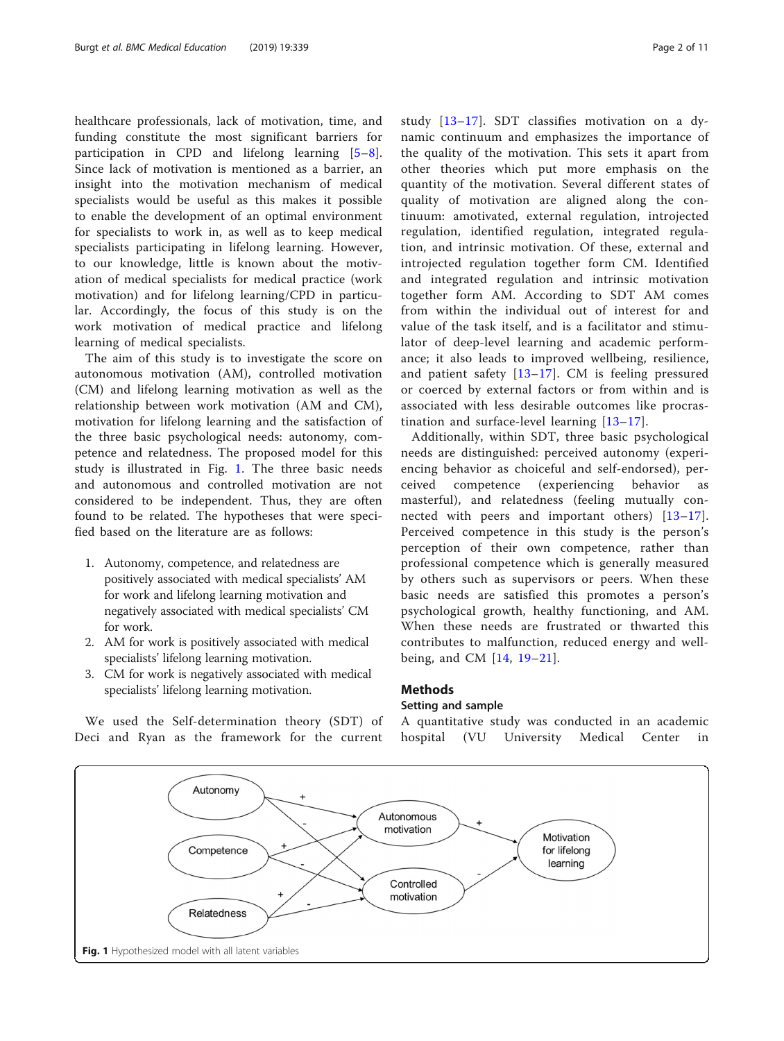healthcare professionals, lack of motivation, time, and funding constitute the most significant barriers for participation in CPD and lifelong learning [5–8]. Since lack of motivation is mentioned as a barrier, an insight into the motivation mechanism of medical specialists would be useful as this makes it possible to enable the development of an optimal environment for specialists to work in, as well as to keep medical specialists participating in lifelong learning. However, to our knowledge, little is known about the motivation of medical specialists for medical practice (work motivation) and for lifelong learning/CPD in particular. Accordingly, the focus of this study is on the work motivation of medical practice and lifelong learning of medical specialists.

The aim of this study is to investigate the score on autonomous motivation (AM), controlled motivation (CM) and lifelong learning motivation as well as the relationship between work motivation (AM and CM), motivation for lifelong learning and the satisfaction of the three basic psychological needs: autonomy, competence and relatedness. The proposed model for this study is illustrated in Fig. 1. The three basic needs and autonomous and controlled motivation are not considered to be independent. Thus, they are often found to be related. The hypotheses that were specified based on the literature are as follows:

1. Autonomy, competence, and relatedness are positively associated with medical specialists' AM for work and lifelong learning motivation and negatively associated with medical specialists' CM for work.
2. AM for work is positively associated with medical specialists' lifelong learning motivation.
3. CM for work is negatively associated with medical specialists' lifelong learning motivation.

We used the Self-determination theory (SDT) of Deci and Ryan as the framework for the current study [13–17]. SDT classifies motivation on a dynamic continuum and emphasizes the importance of the quality of the motivation. This sets it apart from other theories which put more emphasis on the quantity of the motivation. Several different states of quality of motivation are aligned along the continuum: amotivated, external regulation, introjected regulation, identified regulation, integrated regulation, and intrinsic motivation. Of these, external and introjected regulation together form CM. Identified and integrated regulation and intrinsic motivation together form AM. According to SDT AM comes from within the individual out of interest for and value of the task itself, and is a facilitator and stimulator of deep-level learning and academic performance; it also leads to improved wellbeing, resilience, and patient safety [13–17]. CM is feeling pressured or coerced by external factors or from within and is associated with less desirable outcomes like procrastination and surface-level learning [13–17].

Additionally, within SDT, three basic psychological needs are distinguished: perceived autonomy (experiencing behavior as choiceful and self-endorsed), perceived competence (experiencing behavior as masterful), and relatedness (feeling mutually connected with peers and important others) [13–17]. Perceived competence in this study is the person's perception of their own competence, rather than professional competence which is generally measured by others such as supervisors or peers. When these basic needs are satisfied this promotes a person's psychological growth, healthy functioning, and AM. When these needs are frustrated or thwarted this contributes to malfunction, reduced energy and wellbeing, and CM [14, 19–21].

## Methods

### Setting and sample

A quantitative study was conducted in an academic hospital (VU University Medical Center in

**Fig. 1** Hypothesized model with all latent variables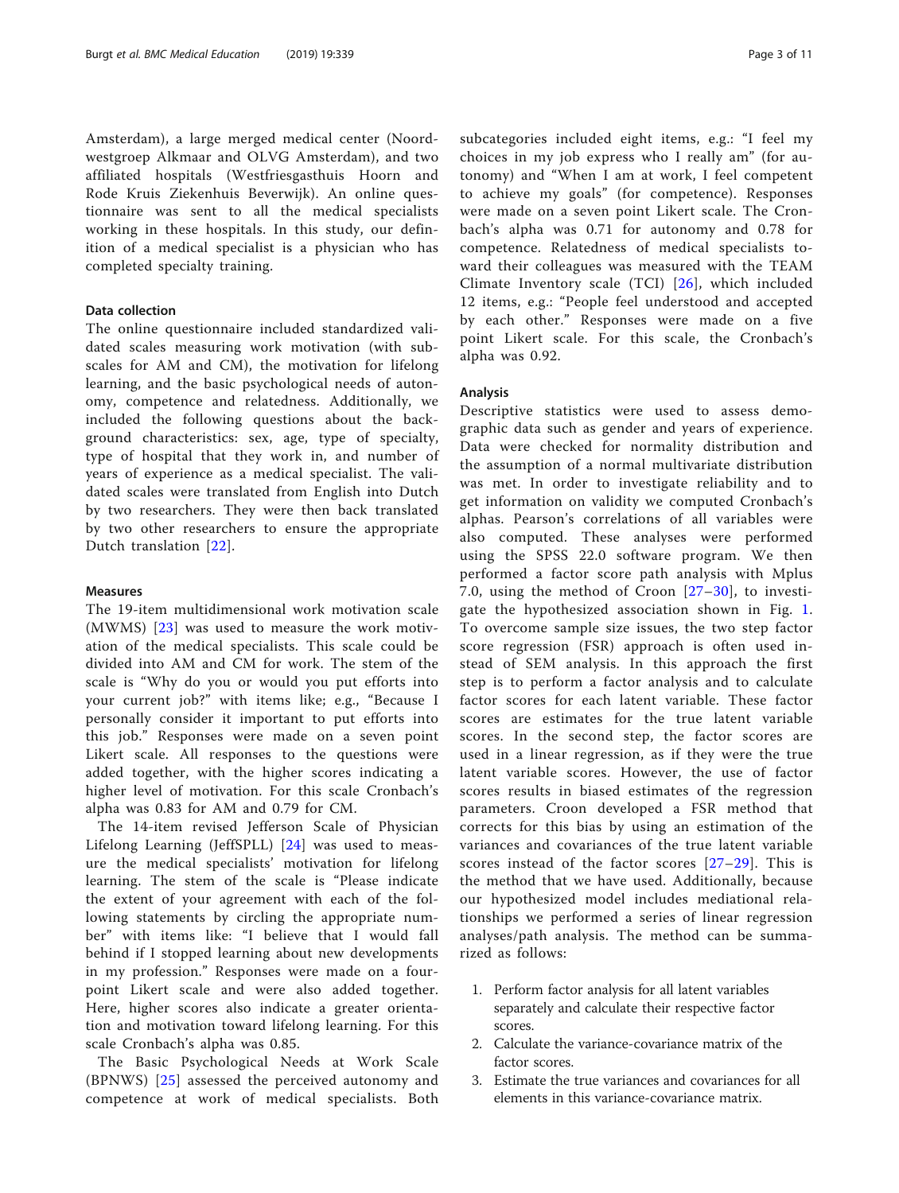Amsterdam), a large merged medical center (Noordwestgroep Alkmaar and OLVG Amsterdam), and two affiliated hospitals (Westfriesgasthuis Hoorn and Rode Kruis Ziekenhuis Beverwijk). An online questionnaire was sent to all the medical specialists working in these hospitals. In this study, our definition of a medical specialist is a physician who has completed specialty training.

### Data collection

The online questionnaire included standardized validated scales measuring work motivation (with subscales for AM and CM), the motivation for lifelong learning, and the basic psychological needs of autonomy, competence and relatedness. Additionally, we included the following questions about the background characteristics: sex, age, type of specialty, type of hospital that they work in, and number of years of experience as a medical specialist. The validated scales were translated from English into Dutch by two researchers. They were then back translated by two other researchers to ensure the appropriate Dutch translation [22].

### Measures

The 19-item multidimensional work motivation scale (MWMS) [23] was used to measure the work motivation of the medical specialists. This scale could be divided into AM and CM for work. The stem of the scale is "Why do you or would you put efforts into your current job?" with items like; e.g., "Because I personally consider it important to put efforts into this job." Responses were made on a seven point Likert scale. All responses to the questions were added together, with the higher scores indicating a higher level of motivation. For this scale Cronbach's alpha was 0.83 for AM and 0.79 for CM.

The 14-item revised Jefferson Scale of Physician Lifelong Learning (JeffSPLL) [24] was used to measure the medical specialists' motivation for lifelong learning. The stem of the scale is "Please indicate the extent of your agreement with each of the following statements by circling the appropriate number" with items like: "I believe that I would fall behind if I stopped learning about new developments in my profession." Responses were made on a four-point Likert scale and were also added together. Here, higher scores also indicate a greater orientation and motivation toward lifelong learning. For this scale Cronbach's alpha was 0.85.

The Basic Psychological Needs at Work Scale (BPNWS) [25] assessed the perceived autonomy and competence at work of medical specialists. Both subcategories included eight items, e.g.: "I feel my choices in my job express who I really am" (for autonomy) and "When I am at work, I feel competent to achieve my goals" (for competence). Responses were made on a seven point Likert scale. The Cronbach's alpha was 0.71 for autonomy and 0.78 for competence. Relatedness of medical specialists toward their colleagues was measured with the TEAM Climate Inventory scale (TCI) [26], which included 12 items, e.g.: "People feel understood and accepted by each other." Responses were made on a five point Likert scale. For this scale, the Cronbach's alpha was 0.92.

### Analysis

Descriptive statistics were used to assess demographic data such as gender and years of experience. Data were checked for normality distribution and the assumption of a normal multivariate distribution was met. In order to investigate reliability and to get information on validity we computed Cronbach's alphas. Pearson's correlations of all variables were also computed. These analyses were performed using the SPSS 22.0 software program. We then performed a factor score path analysis with Mplus 7.0, using the method of Croon [27–30], to investigate the hypothesized association shown in Fig. 1. To overcome sample size issues, the two step factor score regression (FSR) approach is often used instead of SEM analysis. In this approach the first step is to perform a factor analysis and to calculate factor scores for each latent variable. These factor scores are estimates for the true latent variable scores. In the second step, the factor scores are used in a linear regression, as if they were the true latent variable scores. However, the use of factor scores results in biased estimates of the regression parameters. Croon developed a FSR method that corrects for this bias by using an estimation of the variances and covariances of the true latent variable scores instead of the factor scores [27–29]. This is the method that we have used. Additionally, because our hypothesized model includes mediational relationships we performed a series of linear regression analyses/path analysis. The method can be summarized as follows:

1. Perform factor analysis for all latent variables separately and calculate their respective factor scores.
2. Calculate the variance-covariance matrix of the factor scores.
3. Estimate the true variances and covariances for all elements in this variance-covariance matrix.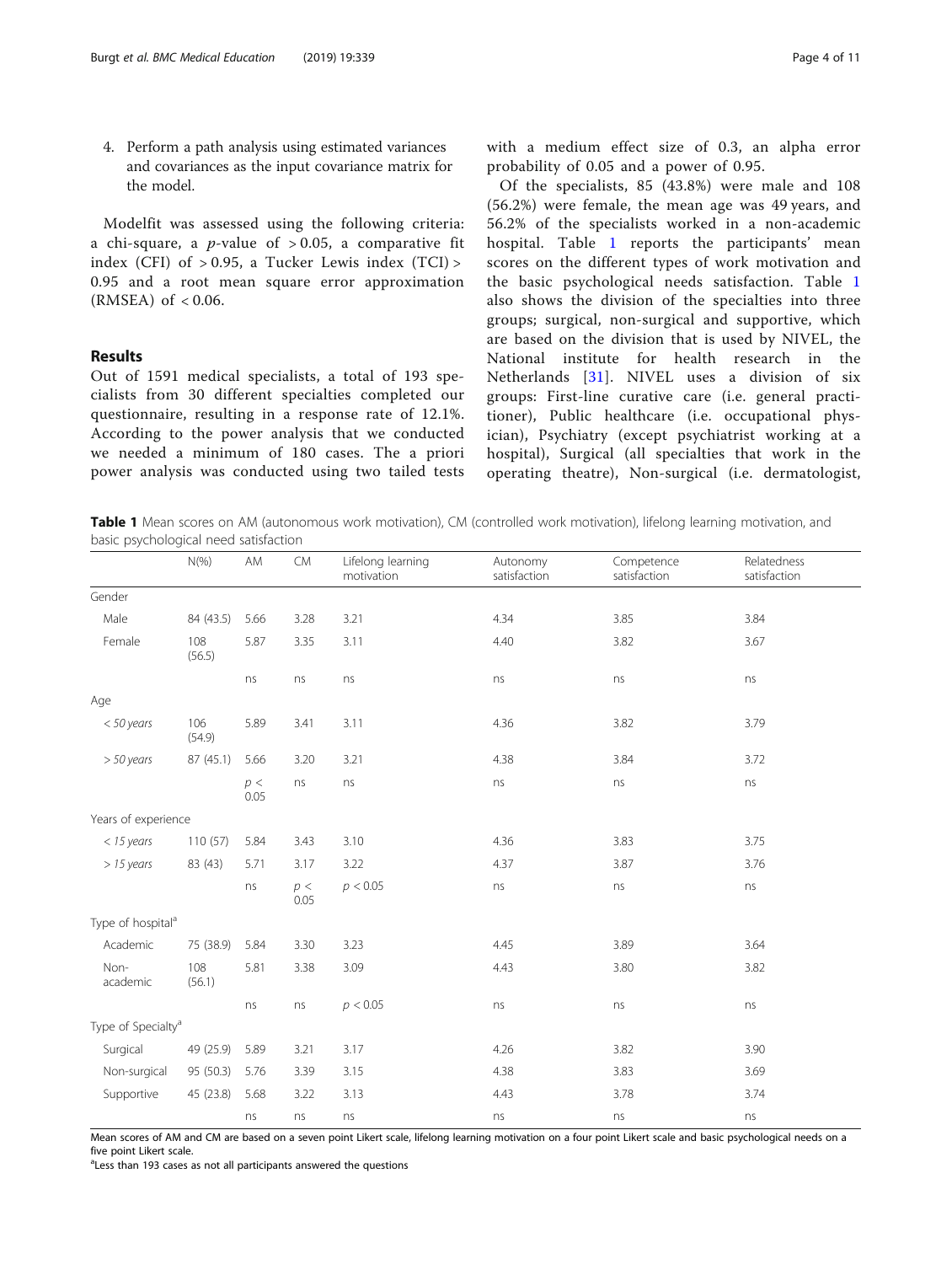4. Perform a path analysis using estimated variances and covariances as the input covariance matrix for the model.

Modelfit was assessed using the following criteria: a chi-square, a $p$-value of $> 0.05$, a comparative fit index (CFI) of $> 0.95$, a Tucker Lewis index (TCI) $>$ 0.95 and a root mean square error approximation (RMSEA) of $< 0.06$.

## Results

Out of 1591 medical specialists, a total of 193 specialists from 30 different specialties completed our questionnaire, resulting in a response rate of 12.1%. According to the power analysis that we conducted we needed a minimum of 180 cases. The a priori power analysis was conducted using two tailed tests with a medium effect size of 0.3, an alpha error probability of 0.05 and a power of 0.95.

Of the specialists, 85 (43.8%) were male and 108 (56.2%) were female, the mean age was 49 years, and 56.2% of the specialists worked in a non-academic hospital. Table 1 reports the participants' mean scores on the different types of work motivation and the basic psychological needs satisfaction. Table 1 also shows the division of the specialties into three groups; surgical, non-surgical and supportive, which are based on the division that is used by NIVEL, the National institute for health research in the Netherlands [31]. NIVEL uses a division of six groups: First-line curative care (i.e. general practitioner), Public healthcare (i.e. occupational physician), Psychiatry (except psychiatrist working at a hospital), Surgical (all specialties that work in the operating theatre), Non-surgical (i.e. dermatologist,

**Table 1** Mean scores on AM (autonomous work motivation), CM (controlled work motivation), lifelong learning motivation, and basic psychological need satisfaction

| | N(%) | AM | CM | Lifelong learning motivation | Autonomy satisfaction | Competence satisfaction | Relatedness satisfaction |
|---|---|---|---|---|---|---|---|
| Gender | | | | | | | |
| Male | 84 (43.5) | 5.66 | 3.28 | 3.21 | 4.34 | 3.85 | 3.84 |
| Female | 108 (56.5) | 5.87 | 3.35 | 3.11 | 4.40 | 3.82 | 3.67 |
| | | ns | ns | ns | ns | ns | ns |
| Age | | | | | | | |
| *< 50 years* | 106 (54.9) | 5.89 | 3.41 | 3.11 | 4.36 | 3.82 | 3.79 |
| *> 50 years* | 87 (45.1) | 5.66 | 3.20 | 3.21 | 4.38 | 3.84 | 3.72 |
| | | $p < 0.05$ | ns | ns | ns | ns | ns |
| Years of experience | | | | | | | |
| *< 15 years* | 110 (57) | 5.84 | 3.43 | 3.10 | 4.36 | 3.83 | 3.75 |
| *> 15 years* | 83 (43) | 5.71 | 3.17 | 3.22 | 4.37 | 3.87 | 3.76 |
| | | ns | $p < 0.05$ | $p < 0.05$ | ns | ns | ns |
| Type of hospital[a] | | | | | | | |
| Academic | 75 (38.9) | 5.84 | 3.30 | 3.23 | 4.45 | 3.89 | 3.64 |
| Non-academic | 108 (56.1) | 5.81 | 3.38 | 3.09 | 4.43 | 3.80 | 3.82 |
| | | ns | ns | $p < 0.05$ | ns | ns | ns |
| Type of Specialty[a] | | | | | | | |
| Surgical | 49 (25.9) | 5.89 | 3.21 | 3.17 | 4.26 | 3.82 | 3.90 |
| Non-surgical | 95 (50.3) | 5.76 | 3.39 | 3.15 | 4.38 | 3.83 | 3.69 |
| Supportive | 45 (23.8) | 5.68 | 3.22 | 3.13 | 4.43 | 3.78 | 3.74 |
| | | ns | ns | ns | ns | ns | ns |

Mean scores of AM and CM are based on a seven point Likert scale, lifelong learning motivation on a four point Likert scale and basic psychological needs on a five point Likert scale.

[a]Less than 193 cases as not all participants answered the questions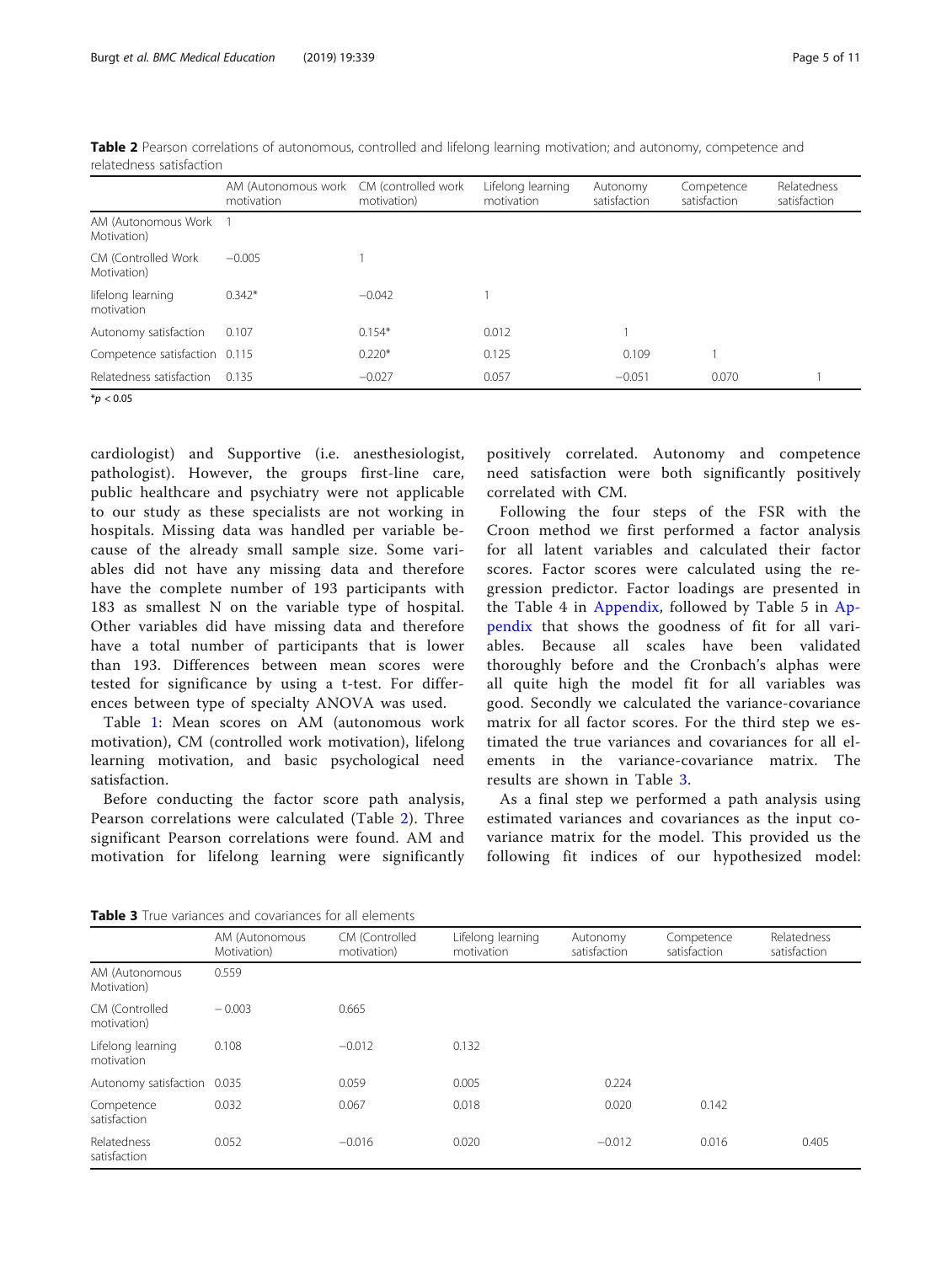**Table 2** Pearson correlations of autonomous, controlled and lifelong learning motivation; and autonomy, competence and relatedness satisfaction

| | AM (Autonomous work motivation | CM (controlled work motivation) | Lifelong learning motivation | Autonomy satisfaction | Competence satisfaction | Relatedness satisfaction |
|---|---|---|---|---|---|---|
| AM (Autonomous Work Motivation) | 1 | | | | | |
| CM (Controlled Work Motivation) | −0.005 | 1 | | | | |
| lifelong learning motivation | 0.342* | −0.042 | 1 | | | |
| Autonomy satisfaction | 0.107 | 0.154* | 0.012 | 1 | | |
| Competence satisfaction | 0.115 | 0.220* | 0.125 | 0.109 | 1 | |
| Relatedness satisfaction | 0.135 | −0.027 | 0.057 | −0.051 | 0.070 | 1 |

*$p < 0.05$

cardiologist) and Supportive (i.e. anesthesiologist, pathologist). However, the groups first-line care, public healthcare and psychiatry were not applicable to our study as these specialists are not working in hospitals. Missing data was handled per variable because of the already small sample size. Some variables did not have any missing data and therefore have the complete number of 193 participants with 183 as smallest N on the variable type of hospital. Other variables did have missing data and therefore have a total number of participants that is lower than 193. Differences between mean scores were tested for significance by using a t-test. For differences between type of specialty ANOVA was used.

Table 1: Mean scores on AM (autonomous work motivation), CM (controlled work motivation), lifelong learning motivation, and basic psychological need satisfaction.

Before conducting the factor score path analysis, Pearson correlations were calculated (Table 2). Three significant Pearson correlations were found. AM and motivation for lifelong learning were significantly positively correlated. Autonomy and competence need satisfaction were both significantly positively correlated with CM.

Following the four steps of the FSR with the Croon method we first performed a factor analysis for all latent variables and calculated their factor scores. Factor scores were calculated using the regression predictor. Factor loadings are presented in the Table 4 in Appendix, followed by Table 5 in Appendix that shows the goodness of fit for all variables. Because all scales have been validated thoroughly before and the Cronbach's alphas were all quite high the model fit for all variables was good. Secondly we calculated the variance-covariance matrix for all factor scores. For the third step we estimated the true variances and covariances for all elements in the variance-covariance matrix. The results are shown in Table 3.

As a final step we performed a path analysis using estimated variances and covariances as the input covariance matrix for the model. This provided us the following fit indices of our hypothesized model:

**Table 3** True variances and covariances for all elements

| | AM (Autonomous Motivation) | CM (Controlled motivation) | Lifelong learning motivation | Autonomy satisfaction | Competence satisfaction | Relatedness satisfaction |
|---|---|---|---|---|---|---|
| AM (Autonomous Motivation) | 0.559 | | | | | |
| CM (Controlled motivation) | − 0.003 | 0.665 | | | | |
| Lifelong learning motivation | 0.108 | −0.012 | 0.132 | | | |
| Autonomy satisfaction | 0.035 | 0.059 | 0.005 | 0.224 | | |
| Competence satisfaction | 0.032 | 0.067 | 0.018 | 0.020 | 0.142 | |
| Relatedness satisfaction | 0.052 | −0.016 | 0.020 | −0.012 | 0.016 | 0.405 |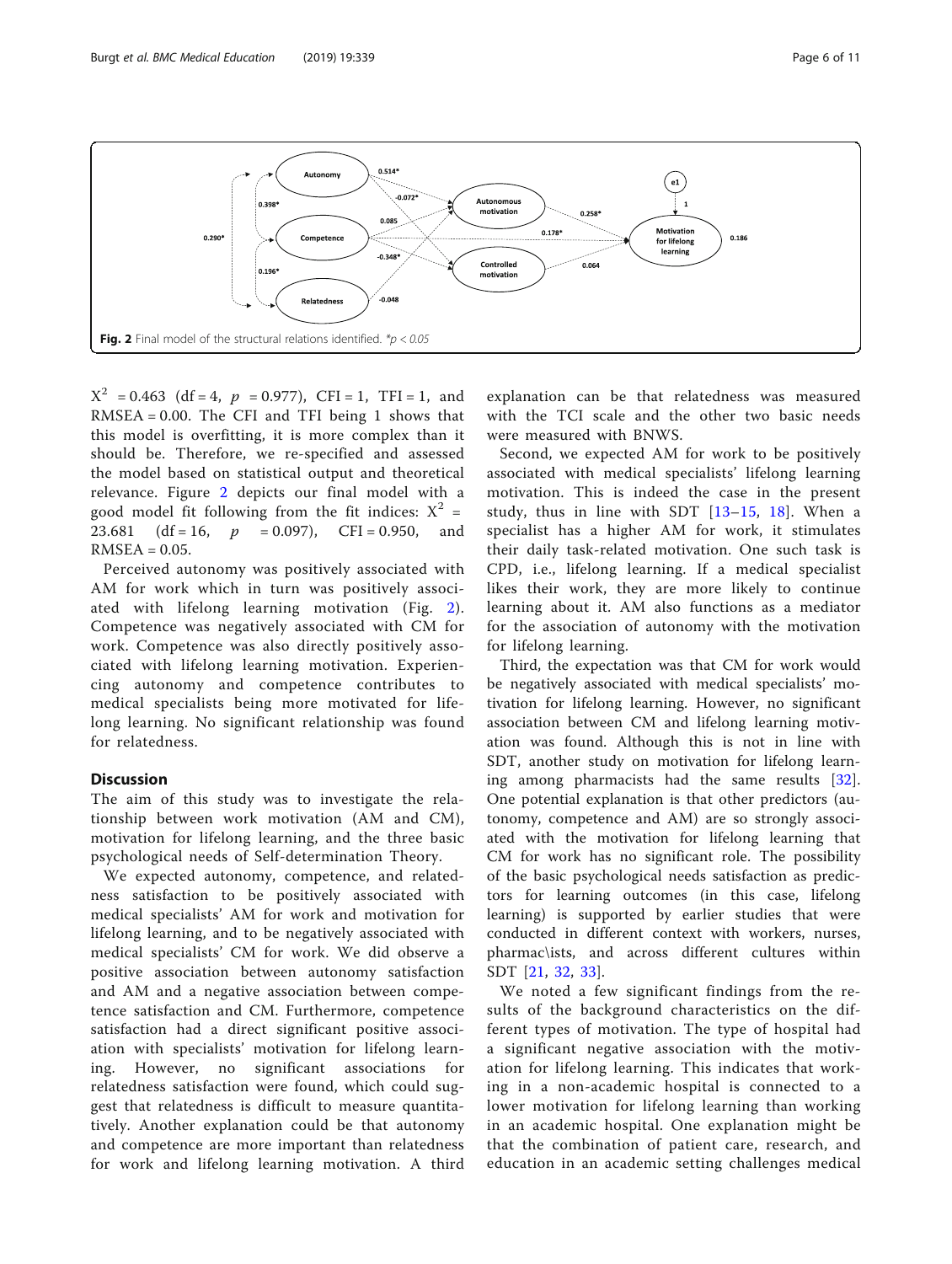Fig. 2 Final model of the structural relations identified. *p < 0.05

$X^2$ = 0.463 (df = 4, $p$ = 0.977), CFI = 1, TFI = 1, and RMSEA = 0.00. The CFI and TFI being 1 shows that this model is overfitting, it is more complex than it should be. Therefore, we re-specified and assessed the model based on statistical output and theoretical relevance. Figure 2 depicts our final model with a good model fit following from the fit indices: $X^2$ = 23.681 (df = 16, $p$ = 0.097), CFI = 0.950, and RMSEA = 0.05.

Perceived autonomy was positively associated with AM for work which in turn was positively associated with lifelong learning motivation (Fig. 2). Competence was negatively associated with CM for work. Competence was also directly positively associated with lifelong learning motivation. Experiencing autonomy and competence contributes to medical specialists being more motivated for lifelong learning. No significant relationship was found for relatedness.

## Discussion

The aim of this study was to investigate the relationship between work motivation (AM and CM), motivation for lifelong learning, and the three basic psychological needs of Self-determination Theory.

We expected autonomy, competence, and relatedness satisfaction to be positively associated with medical specialists' AM for work and motivation for lifelong learning, and to be negatively associated with medical specialists' CM for work. We did observe a positive association between autonomy satisfaction and AM and a negative association between competence satisfaction and CM. Furthermore, competence satisfaction had a direct significant positive association with specialists' motivation for lifelong learning. However, no significant associations for relatedness satisfaction were found, which could suggest that relatedness is difficult to measure quantitatively. Another explanation could be that autonomy and competence are more important than relatedness for work and lifelong learning motivation. A third explanation can be that relatedness was measured with the TCI scale and the other two basic needs were measured with BNWS.

Second, we expected AM for work to be positively associated with medical specialists' lifelong learning motivation. This is indeed the case in the present study, thus in line with SDT [13–15, 18]. When a specialist has a higher AM for work, it stimulates their daily task-related motivation. One such task is CPD, i.e., lifelong learning. If a medical specialist likes their work, they are more likely to continue learning about it. AM also functions as a mediator for the association of autonomy with the motivation for lifelong learning.

Third, the expectation was that CM for work would be negatively associated with medical specialists' motivation for lifelong learning. However, no significant association between CM and lifelong learning motivation was found. Although this is not in line with SDT, another study on motivation for lifelong learning among pharmacists had the same results [32]. One potential explanation is that other predictors (autonomy, competence and AM) are so strongly associated with the motivation for lifelong learning that CM for work has no significant role. The possibility of the basic psychological needs satisfaction as predictors for learning outcomes (in this case, lifelong learning) is supported by earlier studies that were conducted in different context with workers, nurses, pharmac\ists, and across different cultures within SDT [21, 32, 33].

We noted a few significant findings from the results of the background characteristics on the different types of motivation. The type of hospital had a significant negative association with the motivation for lifelong learning. This indicates that working in a non-academic hospital is connected to a lower motivation for lifelong learning than working in an academic hospital. One explanation might be that the combination of patient care, research, and education in an academic setting challenges medical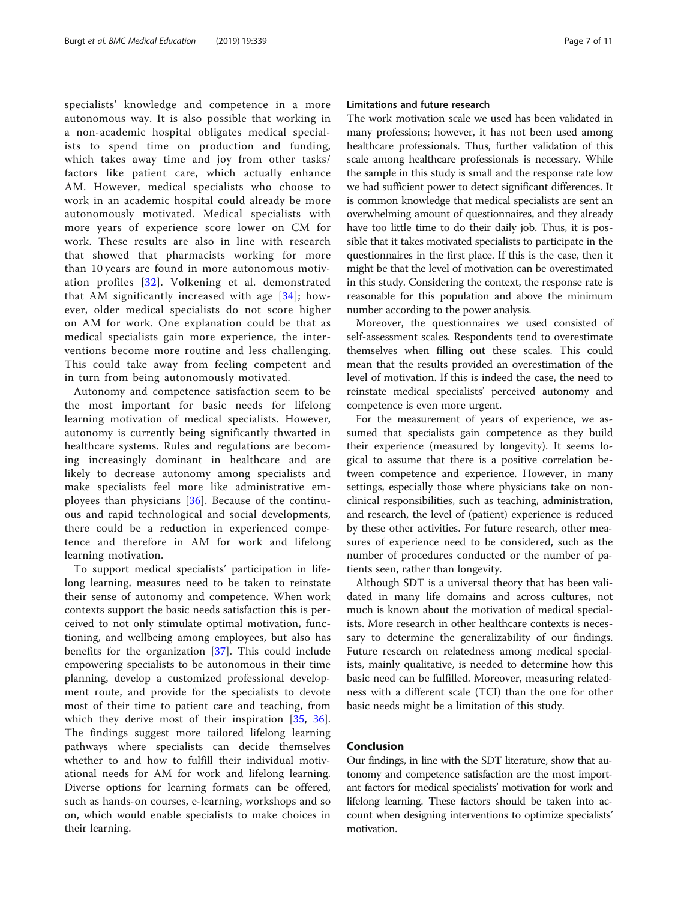specialists' knowledge and competence in a more autonomous way. It is also possible that working in a non-academic hospital obligates medical specialists to spend time on production and funding, which takes away time and joy from other tasks/ factors like patient care, which actually enhance AM. However, medical specialists who choose to work in an academic hospital could already be more autonomously motivated. Medical specialists with more years of experience score lower on CM for work. These results are also in line with research that showed that pharmacists working for more than 10 years are found in more autonomous motivation profiles [32]. Volkening et al. demonstrated that AM significantly increased with age [34]; however, older medical specialists do not score higher on AM for work. One explanation could be that as medical specialists gain more experience, the interventions become more routine and less challenging. This could take away from feeling competent and in turn from being autonomously motivated.

Autonomy and competence satisfaction seem to be the most important for basic needs for lifelong learning motivation of medical specialists. However, autonomy is currently being significantly thwarted in healthcare systems. Rules and regulations are becoming increasingly dominant in healthcare and are likely to decrease autonomy among specialists and make specialists feel more like administrative employees than physicians [36]. Because of the continuous and rapid technological and social developments, there could be a reduction in experienced competence and therefore in AM for work and lifelong learning motivation.

To support medical specialists' participation in lifelong learning, measures need to be taken to reinstate their sense of autonomy and competence. When work contexts support the basic needs satisfaction this is perceived to not only stimulate optimal motivation, functioning, and wellbeing among employees, but also has benefits for the organization [37]. This could include empowering specialists to be autonomous in their time planning, develop a customized professional development route, and provide for the specialists to devote most of their time to patient care and teaching, from which they derive most of their inspiration [35, 36]. The findings suggest more tailored lifelong learning pathways where specialists can decide themselves whether to and how to fulfill their individual motivational needs for AM for work and lifelong learning. Diverse options for learning formats can be offered, such as hands-on courses, e-learning, workshops and so on, which would enable specialists to make choices in their learning.

### Limitations and future research

The work motivation scale we used has been validated in many professions; however, it has not been used among healthcare professionals. Thus, further validation of this scale among healthcare professionals is necessary. While the sample in this study is small and the response rate low we had sufficient power to detect significant differences. It is common knowledge that medical specialists are sent an overwhelming amount of questionnaires, and they already have too little time to do their daily job. Thus, it is possible that it takes motivated specialists to participate in the questionnaires in the first place. If this is the case, then it might be that the level of motivation can be overestimated in this study. Considering the context, the response rate is reasonable for this population and above the minimum number according to the power analysis.

Moreover, the questionnaires we used consisted of self-assessment scales. Respondents tend to overestimate themselves when filling out these scales. This could mean that the results provided an overestimation of the level of motivation. If this is indeed the case, the need to reinstate medical specialists' perceived autonomy and competence is even more urgent.

For the measurement of years of experience, we assumed that specialists gain competence as they build their experience (measured by longevity). It seems logical to assume that there is a positive correlation between competence and experience. However, in many settings, especially those where physicians take on nonclinical responsibilities, such as teaching, administration, and research, the level of (patient) experience is reduced by these other activities. For future research, other measures of experience need to be considered, such as the number of procedures conducted or the number of patients seen, rather than longevity.

Although SDT is a universal theory that has been validated in many life domains and across cultures, not much is known about the motivation of medical specialists. More research in other healthcare contexts is necessary to determine the generalizability of our findings. Future research on relatedness among medical specialists, mainly qualitative, is needed to determine how this basic need can be fulfilled. Moreover, measuring relatedness with a different scale (TCI) than the one for other basic needs might be a limitation of this study.

## Conclusion

Our findings, in line with the SDT literature, show that autonomy and competence satisfaction are the most important factors for medical specialists' motivation for work and lifelong learning. These factors should be taken into account when designing interventions to optimize specialists' motivation.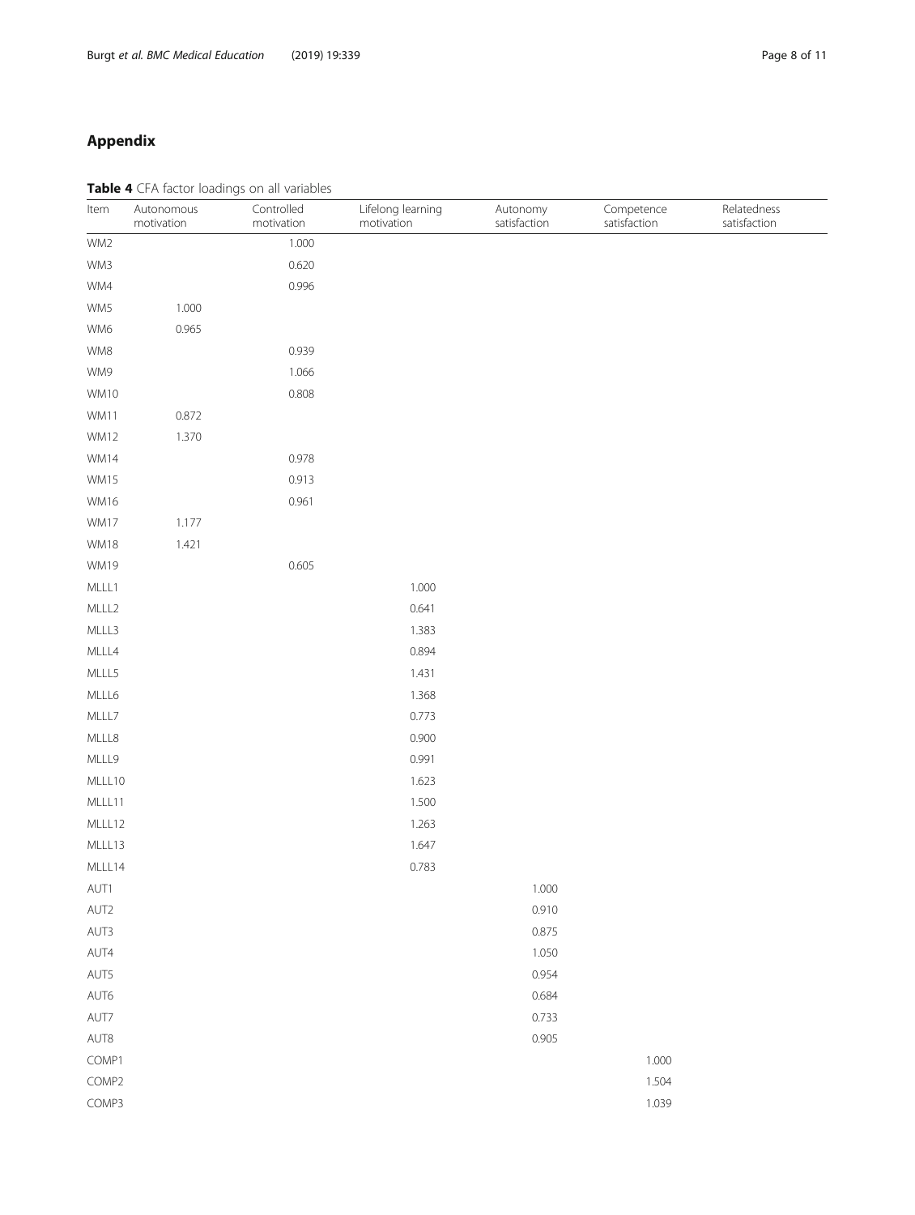## Appendix

**Table 4** CFA factor loadings on all variables

| Item | Autonomous motivation | Controlled motivation | Lifelong learning motivation | Autonomy satisfaction | Competence satisfaction | Relatedness satisfaction |
|---|---|---|---|---|---|---|
| WM2 | | 1.000 | | | | |
| WM3 | | 0.620 | | | | |
| WM4 | | 0.996 | | | | |
| WM5 | 1.000 | | | | | |
| WM6 | 0.965 | | | | | |
| WM8 | | 0.939 | | | | |
| WM9 | | 1.066 | | | | |
| WM10 | | 0.808 | | | | |
| WM11 | 0.872 | | | | | |
| WM12 | 1.370 | | | | | |
| WM14 | | 0.978 | | | | |
| WM15 | | 0.913 | | | | |
| WM16 | | 0.961 | | | | |
| WM17 | 1.177 | | | | | |
| WM18 | 1.421 | | | | | |
| WM19 | | 0.605 | | | | |
| MLLL1 | | | 1.000 | | | |
| MLLL2 | | | 0.641 | | | |
| MLLL3 | | | 1.383 | | | |
| MLLL4 | | | 0.894 | | | |
| MLLL5 | | | 1.431 | | | |
| MLLL6 | | | 1.368 | | | |
| MLLL7 | | | 0.773 | | | |
| MLLL8 | | | 0.900 | | | |
| MLLL9 | | | 0.991 | | | |
| MLLL10 | | | 1.623 | | | |
| MLLL11 | | | 1.500 | | | |
| MLLL12 | | | 1.263 | | | |
| MLLL13 | | | 1.647 | | | |
| MLLL14 | | | 0.783 | | | |
| AUT1 | | | | 1.000 | | |
| AUT2 | | | | 0.910 | | |
| AUT3 | | | | 0.875 | | |
| AUT4 | | | | 1.050 | | |
| AUT5 | | | | 0.954 | | |
| AUT6 | | | | 0.684 | | |
| AUT7 | | | | 0.733 | | |
| AUT8 | | | | 0.905 | | |
| COMP1 | | | | | 1.000 | |
| COMP2 | | | | | 1.504 | |
| COMP3 | | | | | 1.039 | |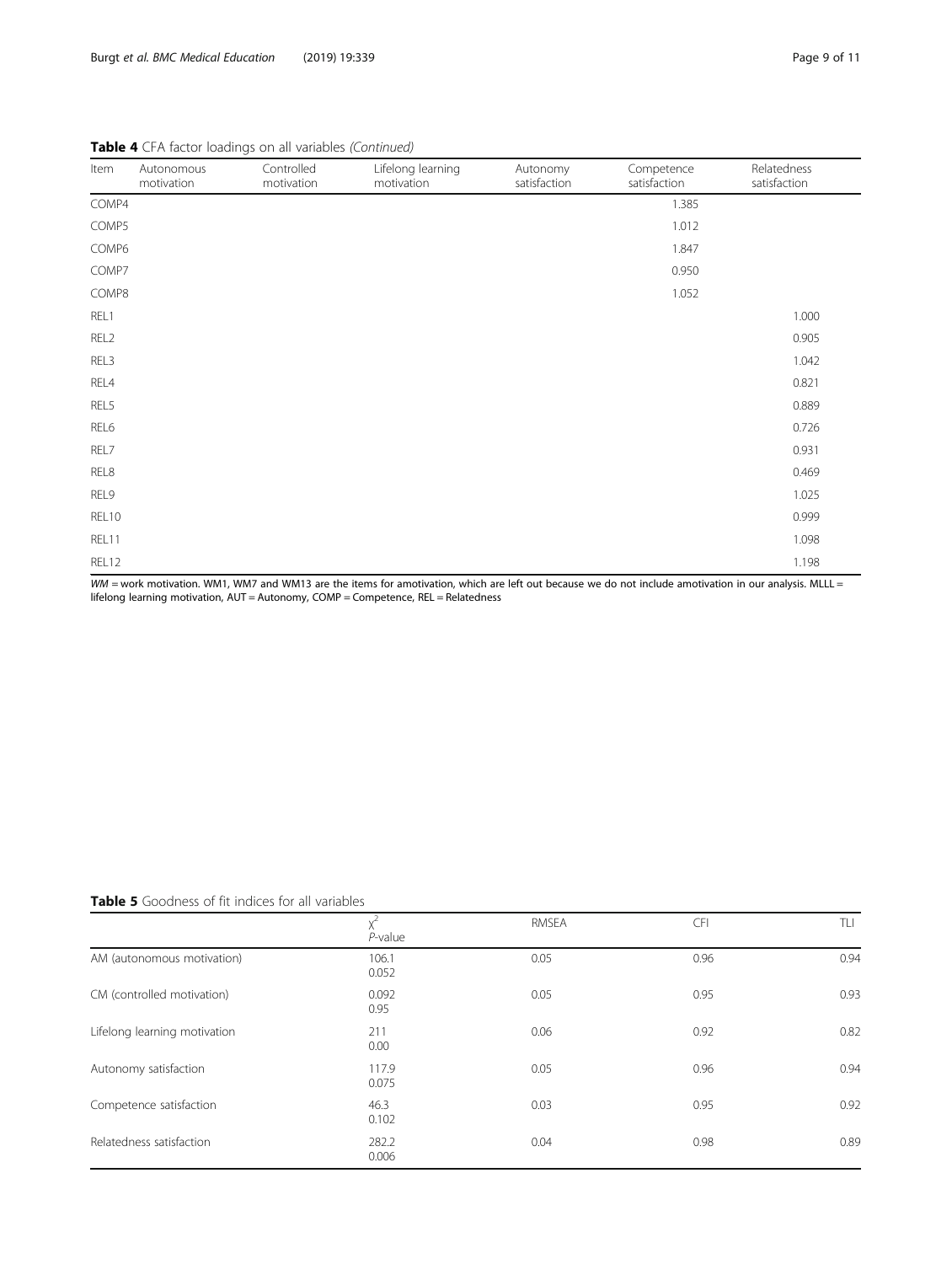**Table 4** CFA factor loadings on all variables *(Continued)*

| Item | Autonomous motivation | Controlled motivation | Lifelong learning motivation | Autonomy satisfaction | Competence satisfaction | Relatedness satisfaction |
|---|---|---|---|---|---|---|
| COMP4 | | | | | 1.385 | |
| COMP5 | | | | | 1.012 | |
| COMP6 | | | | | 1.847 | |
| COMP7 | | | | | 0.950 | |
| COMP8 | | | | | 1.052 | |
| REL1 | | | | | | 1.000 |
| REL2 | | | | | | 0.905 |
| REL3 | | | | | | 1.042 |
| REL4 | | | | | | 0.821 |
| REL5 | | | | | | 0.889 |
| REL6 | | | | | | 0.726 |
| REL7 | | | | | | 0.931 |
| REL8 | | | | | | 0.469 |
| REL9 | | | | | | 1.025 |
| REL10 | | | | | | 0.999 |
| REL11 | | | | | | 1.098 |
| REL12 | | | | | | 1.198 |

*WM* = work motivation. WM1, WM7 and WM13 are the items for amotivation, which are left out because we do not include amotivation in our analysis. MLLL = lifelong learning motivation, AUT = Autonomy, COMP = Competence, REL = Relatedness

**Table 5** Goodness of fit indices for all variables

| | $\chi^2$ *P*-value | RMSEA | CFI | TLI |
|---|---|---|---|---|
| AM (autonomous motivation) | 106.1 0.052 | 0.05 | 0.96 | 0.94 |
| CM (controlled motivation) | 0.092 0.95 | 0.05 | 0.95 | 0.93 |
| Lifelong learning motivation | 211 0.00 | 0.06 | 0.92 | 0.82 |
| Autonomy satisfaction | 117.9 0.075 | 0.05 | 0.96 | 0.94 |
| Competence satisfaction | 46.3 0.102 | 0.03 | 0.95 | 0.92 |
| Relatedness satisfaction | 282.2 0.006 | 0.04 | 0.98 | 0.89 |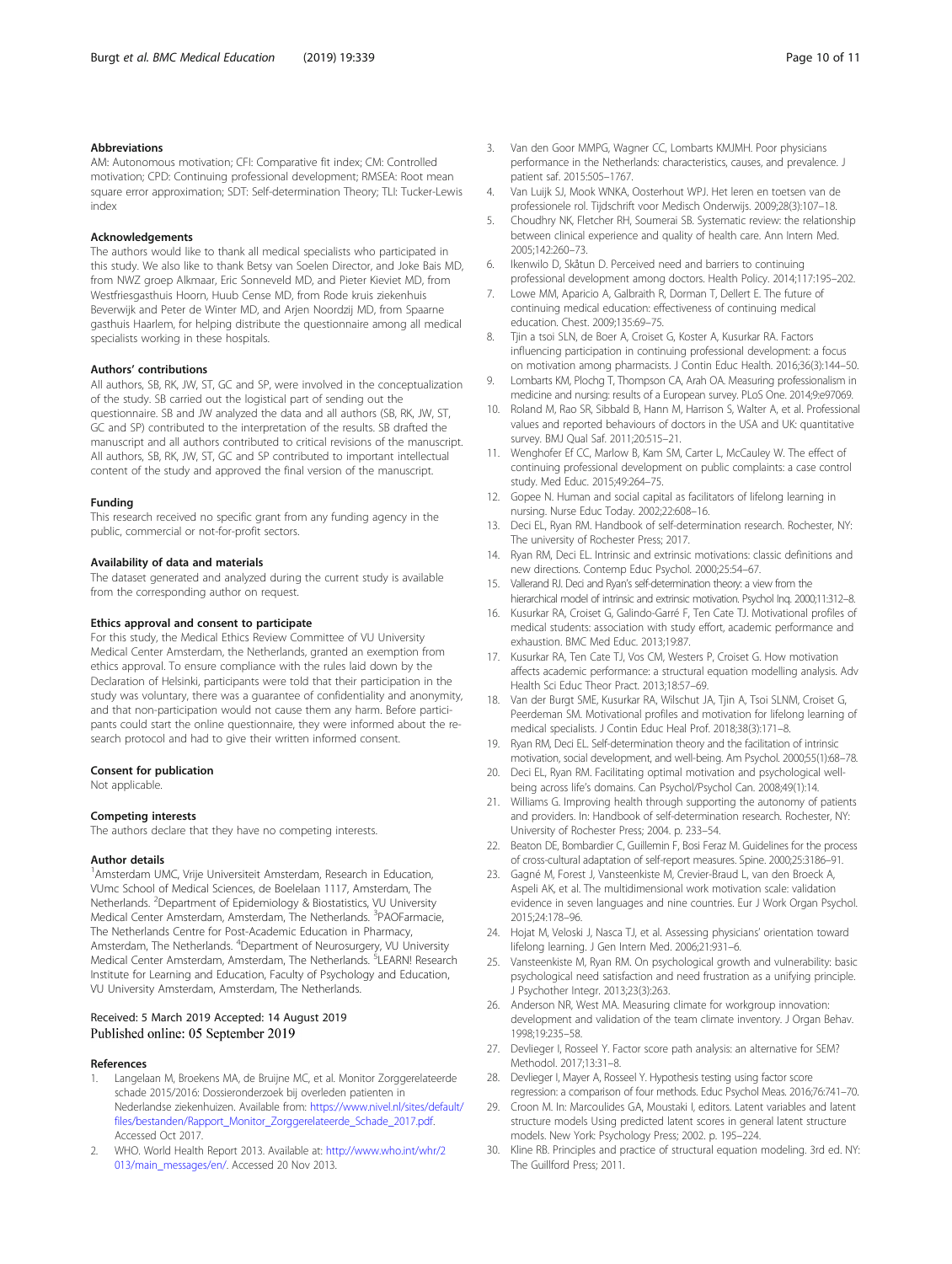### Abbreviations

AM: Autonomous motivation; CFI: Comparative fit index; CM: Controlled motivation; CPD: Continuing professional development; RMSEA: Root mean square error approximation; SDT: Self-determination Theory; TLI: Tucker-Lewis index

### Acknowledgements

The authors would like to thank all medical specialists who participated in this study. We also like to thank Betsy van Soelen Director, and Joke Bais MD, from NWZ groep Alkmaar, Eric Sonneveld MD, and Pieter Kieviet MD, from Westfriesgasthuis Hoorn, Huub Cense MD, from Rode kruis ziekenhuis Beverwijk and Peter de Winter MD, and Arjen Noordzij MD, from Spaarne gasthuis Haarlem, for helping distribute the questionnaire among all medical specialists working in these hospitals.

### Authors' contributions

All authors, SB, RK, JW, ST, GC and SP, were involved in the conceptualization of the study. SB carried out the logistical part of sending out the questionnaire. SB and JW analyzed the data and all authors (SB, RK, JW, ST, GC and SP) contributed to the interpretation of the results. SB drafted the manuscript and all authors contributed to critical revisions of the manuscript. All authors, SB, RK, JW, ST, GC and SP contributed to important intellectual content of the study and approved the final version of the manuscript.

### Funding

This research received no specific grant from any funding agency in the public, commercial or not-for-profit sectors.

### Availability of data and materials

The dataset generated and analyzed during the current study is available from the corresponding author on request.

### Ethics approval and consent to participate

For this study, the Medical Ethics Review Committee of VU University Medical Center Amsterdam, the Netherlands, granted an exemption from ethics approval. To ensure compliance with the rules laid down by the Declaration of Helsinki, participants were told that their participation in the study was voluntary, there was a guarantee of confidentiality and anonymity, and that non-participation would not cause them any harm. Before participants could start the online questionnaire, they were informed about the research protocol and had to give their written informed consent.

### Consent for publication

Not applicable.

### Competing interests

The authors declare that they have no competing interests.

### Author details

[1]Amsterdam UMC, Vrije Universiteit Amsterdam, Research in Education, VUmc School of Medical Sciences, de Boelelaan 1117, Amsterdam, The Netherlands. [2]Department of Epidemiology & Biostatistics, VU University Medical Center Amsterdam, Amsterdam, The Netherlands. [3]PAOFarmacie, The Netherlands Centre for Post-Academic Education in Pharmacy, Amsterdam, The Netherlands. [4]Department of Neurosurgery, VU University Medical Center Amsterdam, Amsterdam, The Netherlands. [5]LEARN! Research Institute for Learning and Education, Faculty of Psychology and Education, VU University Amsterdam, Amsterdam, The Netherlands.

Received: 5 March 2019 Accepted: 14 August 2019
Published online: 05 September 2019

### References

1. Langelaan M, Broekens MA, de Bruijne MC, et al. Monitor Zorggerelateerde schade 2015/2016: Dossieronderzoek bij overleden patienten in Nederlandse ziekenhuizen. Available from: https://www.nivel.nl/sites/default/files/bestanden/Rapport_Monitor_Zorggerelateerde_Schade_2017.pdf. Accessed Oct 2017.
2. WHO. World Health Report 2013. Available at: http://www.who.int/whr/2013/main_messages/en/. Accessed 20 Nov 2013.
3. Van den Goor MMPG, Wagner CC, Lombarts KMJMH. Poor physicians performance in the Netherlands: characteristics, causes, and prevalence. J patient saf. 2015:505–1767.
4. Van Luijk SJ, Mook WNKA, Oosterhout WPJ. Het leren en toetsen van de professionele rol. Tijdschrift voor Medisch Onderwijs. 2009;28(3):107–18.
5. Choudhry NK, Fletcher RH, Soumerai SB. Systematic review: the relationship between clinical experience and quality of health care. Ann Intern Med. 2005;142:260–73.
6. Ikenwilo D, Skåtun D. Perceived need and barriers to continuing professional development among doctors. Health Policy. 2014;117:195–202.
7. Lowe MM, Aparicio A, Galbraith R, Dorman T, Dellert E. The future of continuing medical education: effectiveness of continuing medical education. Chest. 2009;135:69–75.
8. Tjin a tsoi SLN, de Boer A, Croiset G, Koster A, Kusurkar RA. Factors influencing participation in continuing professional development: a focus on motivation among pharmacists. J Contin Educ Health. 2016;36(3):144–50.
9. Lombarts KM, Plochg T, Thompson CA, Arah OA. Measuring professionalism in medicine and nursing: results of a European survey. PLoS One. 2014;9:e97069.
10. Roland M, Rao SR, Sibbald B, Hann M, Harrison S, Walter A, et al. Professional values and reported behaviours of doctors in the USA and UK: quantitative survey. BMJ Qual Saf. 2011;20:515–21.
11. Wenghofer Ef CC, Marlow B, Kam SM, Carter L, McCauley W. The effect of continuing professional development on public complaints: a case control study. Med Educ. 2015;49:264–75.
12. Gopee N. Human and social capital as facilitators of lifelong learning in nursing. Nurse Educ Today. 2002;22:608–16.
13. Deci EL, Ryan RM. Handbook of self-determination research. Rochester, NY: The university of Rochester Press; 2017.
14. Ryan RM, Deci EL. Intrinsic and extrinsic motivations: classic definitions and new directions. Contemp Educ Psychol. 2000;25:54–67.
15. Vallerand RJ. Deci and Ryan's self-determination theory: a view from the hierarchical model of intrinsic and extrinsic motivation. Psychol Inq. 2000;11:312–8.
16. Kusurkar RA, Croiset G, Galindo-Garré F, Ten Cate TJ. Motivational profiles of medical students: association with study effort, academic performance and exhaustion. BMC Med Educ. 2013;19:87.
17. Kusurkar RA, Ten Cate TJ, Vos CM, Westers P, Croiset G. How motivation affects academic performance: a structural equation modelling analysis. Adv Health Sci Educ Theor Pract. 2013;18:57–69.
18. Van der Burgt SME, Kusurkar RA, Wilschut JA, Tjin A, Tsoi SLNM, Croiset G, Peerdeman SM. Motivational profiles and motivation for lifelong learning of medical specialists. J Contin Educ Heal Prof. 2018;38(3):171–8.
19. Ryan RM, Deci EL. Self-determination theory and the facilitation of intrinsic motivation, social development, and well-being. Am Psychol. 2000;55(1):68–78.
20. Deci EL, Ryan RM. Facilitating optimal motivation and psychological well-being across life's domains. Can Psychol/Psychol Can. 2008;49(1):14.
21. Williams G. Improving health through supporting the autonomy of patients and providers. In: Handbook of self-determination research. Rochester, NY: University of Rochester Press; 2004. p. 233–54.
22. Beaton DE, Bombardier C, Guillemin F, Bosi Feraz M. Guidelines for the process of cross-cultural adaptation of self-report measures. Spine. 2000;25:3186–91.
23. Gagné M, Forest J, Vansteenkiste M, Crevier-Braud L, van den Broeck A, Aspeli AK, et al. The multidimensional work motivation scale: validation evidence in seven languages and nine countries. Eur J Work Organ Psychol. 2015;24:178–96.
24. Hojat M, Veloski J, Nasca TJ, et al. Assessing physicians' orientation toward lifelong learning. J Gen Intern Med. 2006;21:931–6.
25. Vansteenkiste M, Ryan RM. On psychological growth and vulnerability: basic psychological need satisfaction and need frustration as a unifying principle. J Psychother Integr. 2013;23(3):263.
26. Anderson NR, West MA. Measuring climate for workgroup innovation: development and validation of the team climate inventory. J Organ Behav. 1998;19:235–58.
27. Devlieger I, Rosseel Y. Factor score path analysis: an alternative for SEM? Methodol. 2017;13:31–8.
28. Devlieger I, Mayer A, Rosseel Y. Hypothesis testing using factor score regression: a comparison of four methods. Educ Psychol Meas. 2016;76:741–70.
29. Croon M. In: Marcoulides GA, Moustaki I, editors. Latent variables and latent structure models Using predicted latent scores in general latent structure models. New York: Psychology Press; 2002. p. 195–224.
30. Kline RB. Principles and practice of structural equation modeling. 3rd ed. NY: The Guillford Press; 2011.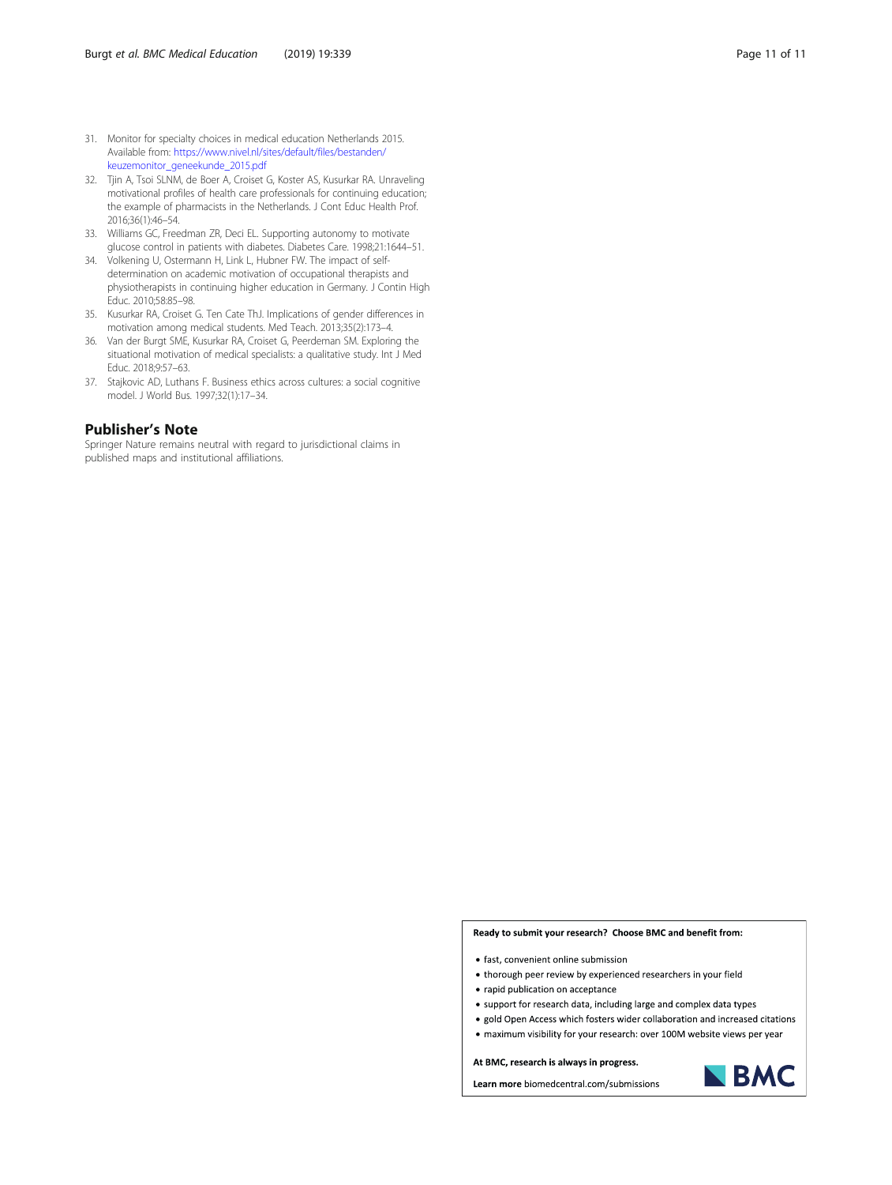31. Monitor for specialty choices in medical education Netherlands 2015. Available from: https://www.nivel.nl/sites/default/files/bestanden/keuzemonitor_geneekunde_2015.pdf
32. Tjin A, Tsoi SLNM, de Boer A, Croiset G, Koster AS, Kusurkar RA. Unraveling motivational profiles of health care professionals for continuing education; the example of pharmacists in the Netherlands. J Cont Educ Health Prof. 2016;36(1):46–54.
33. Williams GC, Freedman ZR, Deci EL. Supporting autonomy to motivate glucose control in patients with diabetes. Diabetes Care. 1998;21:1644–51.
34. Volkening U, Ostermann H, Link L, Hubner FW. The impact of self-determination on academic motivation of occupational therapists and physiotherapists in continuing higher education in Germany. J Contin High Educ. 2010;58:85–98.
35. Kusurkar RA, Croiset G. Ten Cate ThJ. Implications of gender differences in motivation among medical students. Med Teach. 2013;35(2):173–4.
36. Van der Burgt SME, Kusurkar RA, Croiset G, Peerdeman SM. Exploring the situational motivation of medical specialists: a qualitative study. Int J Med Educ. 2018;9:57–63.
37. Stajkovic AD, Luthans F. Business ethics across cultures: a social cognitive model. J World Bus. 1997;32(1):17–34.

## Publisher's Note

Springer Nature remains neutral with regard to jurisdictional claims in published maps and institutional affiliations.

**Ready to submit your research? Choose BMC and benefit from:**

- fast, convenient online submission
- thorough peer review by experienced researchers in your field
- rapid publication on acceptance
- support for research data, including large and complex data types
- gold Open Access which fosters wider collaboration and increased citations
- maximum visibility for your research: over 100M website views per year

**At BMC, research is always in progress.**

**Learn more** biomedcentral.com/submissions

BMC